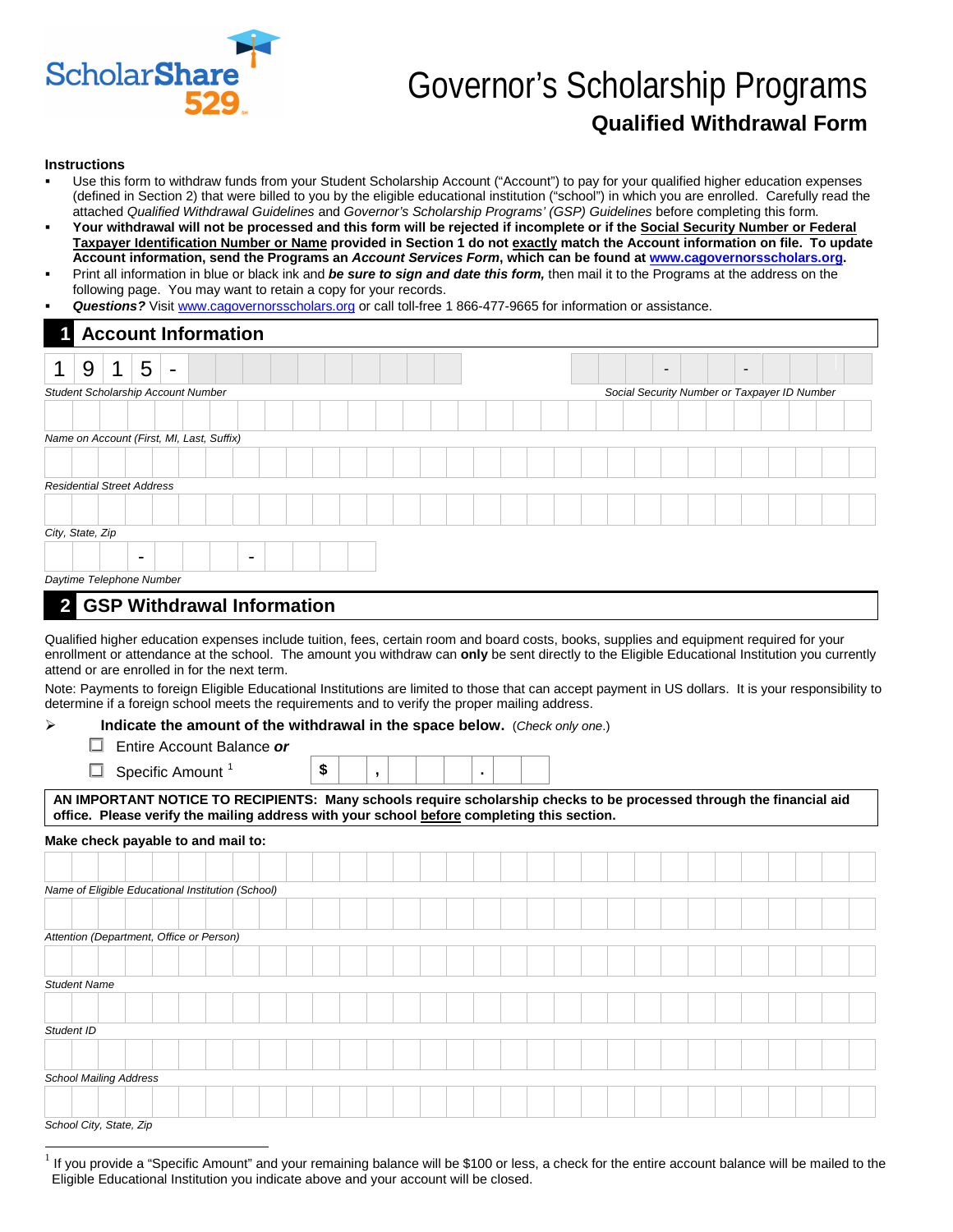# Governor's Scholarship Programs

## Qualified Withdrawal Form

**Instructions**

- Use this form to withdraw funds from your Student Scholarship Account ("Account") to pay for your qualified higher education expenses (defined in Section 2) that were billed to you by the eligible educational institution ("school") in which you are enrolled. Carefully read the attached *Qualified Withdrawal Guidelines* and *Governor's Scholarship Programs' (GSP) Guidelines* before completing this form.
- **Your withdrawal will not be processed and this form will be rejected if incomplete or if the Social Security Number or Federal Taxpayer Identification Number or Name provided in Section 1 do not exactly match the Account information on file. To update Account information, send the Programs an *Account Services Form*, which can be found at www.cagovernorsscholars.org.**
- Print all information in blue or black ink and ***be sure to sign and date this form,*** then mail it to the Programs at the address on the following page. You may want to retain a copy for your records.
- ***Questions?*** Visit www.cagovernorsscholars.org or call toll-free 1 866-477-9665 for information or assistance.

## 1 Account Information

1915-

*Student Scholarship Account Number*

*Social Security Number or Taxpayer ID Number*

*Name on Account (First, MI, Last, Suffix)*

*Residential Street Address*

*City, State, Zip*

*Daytime Telephone Number*

## 2 GSP Withdrawal Information

Qualified higher education expenses include tuition, fees, certain room and board costs, books, supplies and equipment required for your enrollment or attendance at the school. The amount you withdraw can **only** be sent directly to the Eligible Educational Institution you currently attend or are enrolled in for the next term.

Note: Payments to foreign Eligible Educational Institutions are limited to those that can accept payment in US dollars. It is your responsibility to determine if a foreign school meets the requirements and to verify the proper mailing address.

➢ **Indicate the amount of the withdrawal in the space below.** (*Check only one.*)

☐ Entire Account Balance ***or***

☐ Specific Amount [1] $ ___ , ___ . ___

**AN IMPORTANT NOTICE TO RECIPIENTS: Many schools require scholarship checks to be processed through the financial aid office. Please verify the mailing address with your school before completing this section.**

**Make check payable to and mail to:**

*Name of Eligible Educational Institution (School)*

*Attention (Department, Office or Person)*

*Student Name*

*Student ID*

*School Mailing Address*

*School City, State, Zip*

[1] If you provide a "Specific Amount" and your remaining balance will be $100 or less, a check for the entire account balance will be mailed to the Eligible Educational Institution you indicate above and your account will be closed.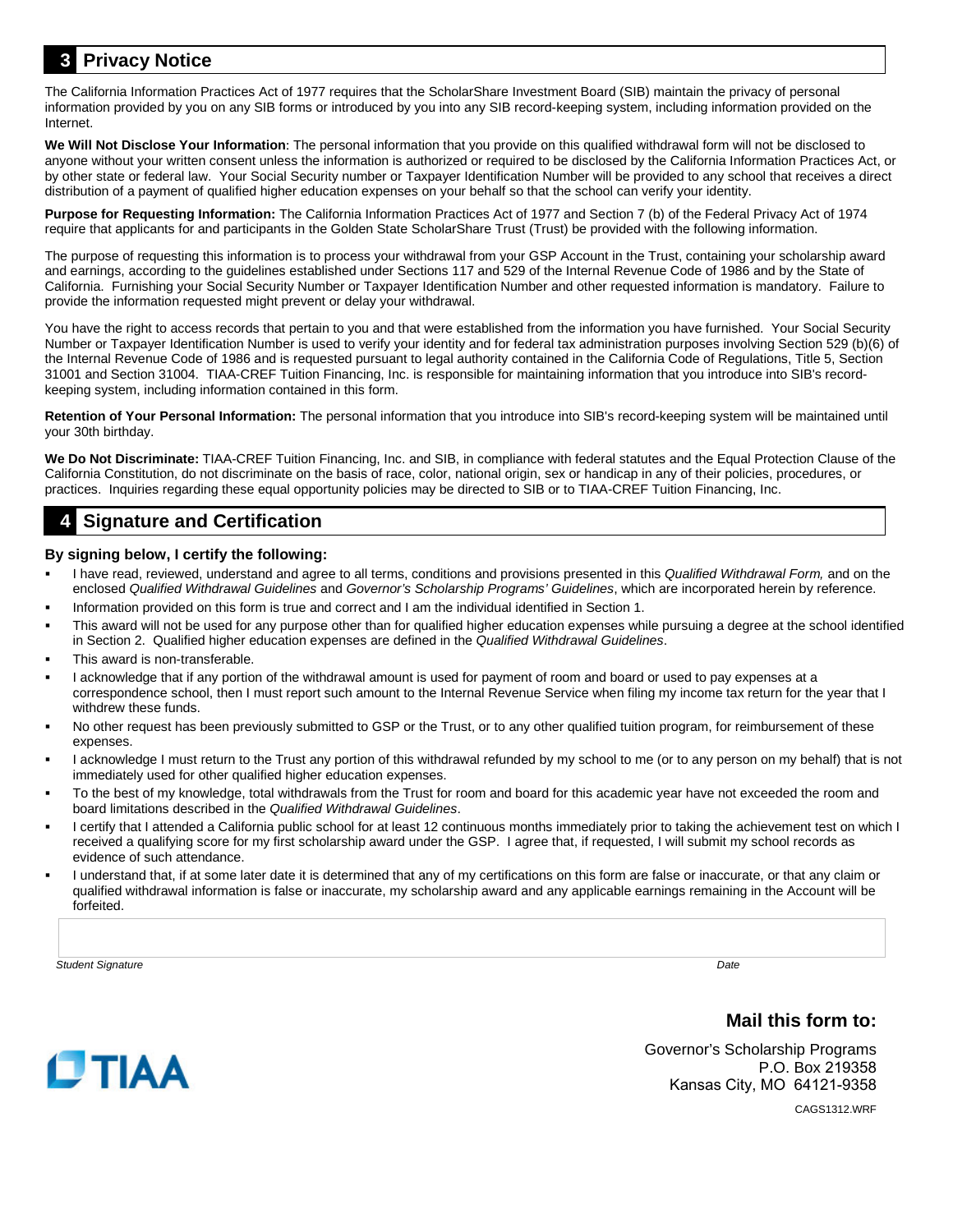## 3 Privacy Notice

The California Information Practices Act of 1977 requires that the ScholarShare Investment Board (SIB) maintain the privacy of personal information provided by you on any SIB forms or introduced by you into any SIB record-keeping system, including information provided on the Internet.

**We Will Not Disclose Your Information**: The personal information that you provide on this qualified withdrawal form will not be disclosed to anyone without your written consent unless the information is authorized or required to be disclosed by the California Information Practices Act, or by other state or federal law. Your Social Security number or Taxpayer Identification Number will be provided to any school that receives a direct distribution of a payment of qualified higher education expenses on your behalf so that the school can verify your identity.

**Purpose for Requesting Information:** The California Information Practices Act of 1977 and Section 7 (b) of the Federal Privacy Act of 1974 require that applicants for and participants in the Golden State ScholarShare Trust (Trust) be provided with the following information.

The purpose of requesting this information is to process your withdrawal from your GSP Account in the Trust, containing your scholarship award and earnings, according to the guidelines established under Sections 117 and 529 of the Internal Revenue Code of 1986 and by the State of California. Furnishing your Social Security Number or Taxpayer Identification Number and other requested information is mandatory. Failure to provide the information requested might prevent or delay your withdrawal.

You have the right to access records that pertain to you and that were established from the information you have furnished. Your Social Security Number or Taxpayer Identification Number is used to verify your identity and for federal tax administration purposes involving Section 529 (b)(6) of the Internal Revenue Code of 1986 and is requested pursuant to legal authority contained in the California Code of Regulations, Title 5, Section 31001 and Section 31004. TIAA-CREF Tuition Financing, Inc. is responsible for maintaining information that you introduce into SIB's record-keeping system, including information contained in this form.

**Retention of Your Personal Information:** The personal information that you introduce into SIB's record-keeping system will be maintained until your 30th birthday.

**We Do Not Discriminate:** TIAA-CREF Tuition Financing, Inc. and SIB, in compliance with federal statutes and the Equal Protection Clause of the California Constitution, do not discriminate on the basis of race, color, national origin, sex or handicap in any of their policies, procedures, or practices. Inquiries regarding these equal opportunity policies may be directed to SIB or to TIAA-CREF Tuition Financing, Inc.

## 4 Signature and Certification

**By signing below, I certify the following:**

- I have read, reviewed, understand and agree to all terms, conditions and provisions presented in this *Qualified Withdrawal Form,* and on the enclosed *Qualified Withdrawal Guidelines* and *Governor's Scholarship Programs' Guidelines*, which are incorporated herein by reference.
- Information provided on this form is true and correct and I am the individual identified in Section 1.
- This award will not be used for any purpose other than for qualified higher education expenses while pursuing a degree at the school identified in Section 2. Qualified higher education expenses are defined in the *Qualified Withdrawal Guidelines*.
- This award is non-transferable.
- I acknowledge that if any portion of the withdrawal amount is used for payment of room and board or used to pay expenses at a correspondence school, then I must report such amount to the Internal Revenue Service when filing my income tax return for the year that I withdrew these funds.
- No other request has been previously submitted to GSP or the Trust, or to any other qualified tuition program, for reimbursement of these expenses.
- I acknowledge I must return to the Trust any portion of this withdrawal refunded by my school to me (or to any person on my behalf) that is not immediately used for other qualified higher education expenses.
- To the best of my knowledge, total withdrawals from the Trust for room and board for this academic year have not exceeded the room and board limitations described in the *Qualified Withdrawal Guidelines*.
- I certify that I attended a California public school for at least 12 continuous months immediately prior to taking the achievement test on which I received a qualifying score for my first scholarship award under the GSP. I agree that, if requested, I will submit my school records as evidence of such attendance.
- I understand that, if at some later date it is determined that any of my certifications on this form are false or inaccurate, or that any claim or qualified withdrawal information is false or inaccurate, my scholarship award and any applicable earnings remaining in the Account will be forfeited.

*Student Signature* *Date*

TIAA

**Mail this form to:**

Governor's Scholarship Programs
P.O. Box 219358
Kansas City, MO 64121-9358

CAGS1312.WRF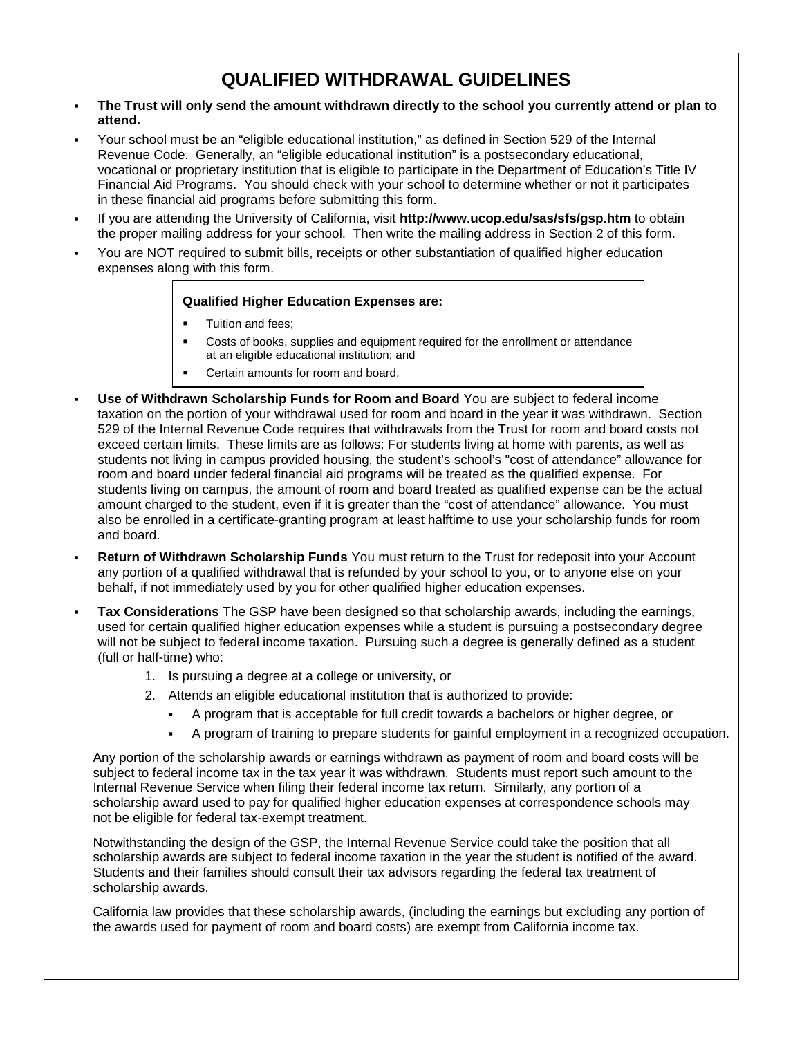# QUALIFIED WITHDRAWAL GUIDELINES

- **The Trust will only send the amount withdrawn directly to the school you currently attend or plan to attend.**
- Your school must be an "eligible educational institution," as defined in Section 529 of the Internal Revenue Code. Generally, an "eligible educational institution" is a postsecondary educational, vocational or proprietary institution that is eligible to participate in the Department of Education's Title IV Financial Aid Programs. You should check with your school to determine whether or not it participates in these financial aid programs before submitting this form.
- If you are attending the University of California, visit **http://www.ucop.edu/sas/sfs/gsp.htm** to obtain the proper mailing address for your school. Then write the mailing address in Section 2 of this form.
- You are NOT required to submit bills, receipts or other substantiation of qualified higher education expenses along with this form.

> **Qualified Higher Education Expenses are:**
>
> - Tuition and fees;
> - Costs of books, supplies and equipment required for the enrollment or attendance at an eligible educational institution; and
> - Certain amounts for room and board.

- **Use of Withdrawn Scholarship Funds for Room and Board** You are subject to federal income taxation on the portion of your withdrawal used for room and board in the year it was withdrawn. Section 529 of the Internal Revenue Code requires that withdrawals from the Trust for room and board costs not exceed certain limits. These limits are as follows: For students living at home with parents, as well as students not living in campus provided housing, the student's school's "cost of attendance" allowance for room and board under federal financial aid programs will be treated as the qualified expense. For students living on campus, the amount of room and board treated as qualified expense can be the actual amount charged to the student, even if it is greater than the "cost of attendance" allowance. You must also be enrolled in a certificate-granting program at least halftime to use your scholarship funds for room and board.
- **Return of Withdrawn Scholarship Funds** You must return to the Trust for redeposit into your Account any portion of a qualified withdrawal that is refunded by your school to you, or to anyone else on your behalf, if not immediately used by you for other qualified higher education expenses.
- **Tax Considerations** The GSP have been designed so that scholarship awards, including the earnings, used for certain qualified higher education expenses while a student is pursuing a postsecondary degree will not be subject to federal income taxation. Pursuing such a degree is generally defined as a student (full or half-time) who:
  1. Is pursuing a degree at a college or university, or
  2. Attends an eligible educational institution that is authorized to provide:
     - A program that is acceptable for full credit towards a bachelors or higher degree, or
     - A program of training to prepare students for gainful employment in a recognized occupation.

  Any portion of the scholarship awards or earnings withdrawn as payment of room and board costs will be subject to federal income tax in the tax year it was withdrawn. Students must report such amount to the Internal Revenue Service when filing their federal income tax return. Similarly, any portion of a scholarship award used to pay for qualified higher education expenses at correspondence schools may not be eligible for federal tax-exempt treatment.

  Notwithstanding the design of the GSP, the Internal Revenue Service could take the position that all scholarship awards are subject to federal income taxation in the year the student is notified of the award. Students and their families should consult their tax advisors regarding the federal tax treatment of scholarship awards.

  California law provides that these scholarship awards, (including the earnings but excluding any portion of the awards used for payment of room and board costs) are exempt from California income tax.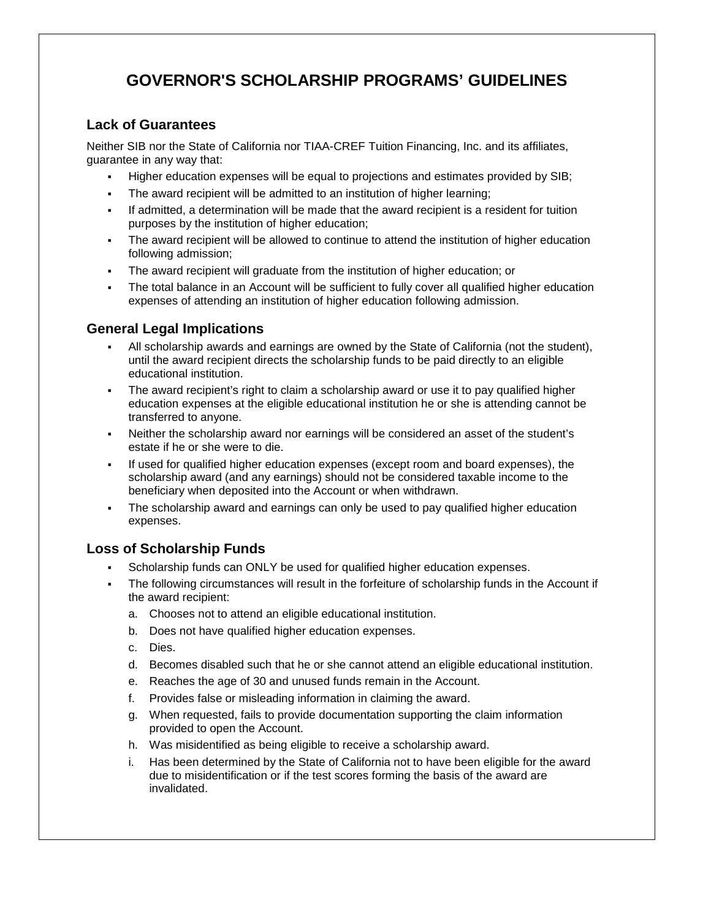# GOVERNOR'S SCHOLARSHIP PROGRAMS' GUIDELINES

## Lack of Guarantees

Neither SIB nor the State of California nor TIAA-CREF Tuition Financing, Inc. and its affiliates, guarantee in any way that:

- Higher education expenses will be equal to projections and estimates provided by SIB;
- The award recipient will be admitted to an institution of higher learning;
- If admitted, a determination will be made that the award recipient is a resident for tuition purposes by the institution of higher education;
- The award recipient will be allowed to continue to attend the institution of higher education following admission;
- The award recipient will graduate from the institution of higher education; or
- The total balance in an Account will be sufficient to fully cover all qualified higher education expenses of attending an institution of higher education following admission.

## General Legal Implications

- All scholarship awards and earnings are owned by the State of California (not the student), until the award recipient directs the scholarship funds to be paid directly to an eligible educational institution.
- The award recipient's right to claim a scholarship award or use it to pay qualified higher education expenses at the eligible educational institution he or she is attending cannot be transferred to anyone.
- Neither the scholarship award nor earnings will be considered an asset of the student's estate if he or she were to die.
- If used for qualified higher education expenses (except room and board expenses), the scholarship award (and any earnings) should not be considered taxable income to the beneficiary when deposited into the Account or when withdrawn.
- The scholarship award and earnings can only be used to pay qualified higher education expenses.

## Loss of Scholarship Funds

- Scholarship funds can ONLY be used for qualified higher education expenses.
- The following circumstances will result in the forfeiture of scholarship funds in the Account if the award recipient:
  a. Chooses not to attend an eligible educational institution.
  b. Does not have qualified higher education expenses.
  c. Dies.
  d. Becomes disabled such that he or she cannot attend an eligible educational institution.
  e. Reaches the age of 30 and unused funds remain in the Account.
  f. Provides false or misleading information in claiming the award.
  g. When requested, fails to provide documentation supporting the claim information provided to open the Account.
  h. Was misidentified as being eligible to receive a scholarship award.
  i. Has been determined by the State of California not to have been eligible for the award due to misidentification or if the test scores forming the basis of the award are invalidated.